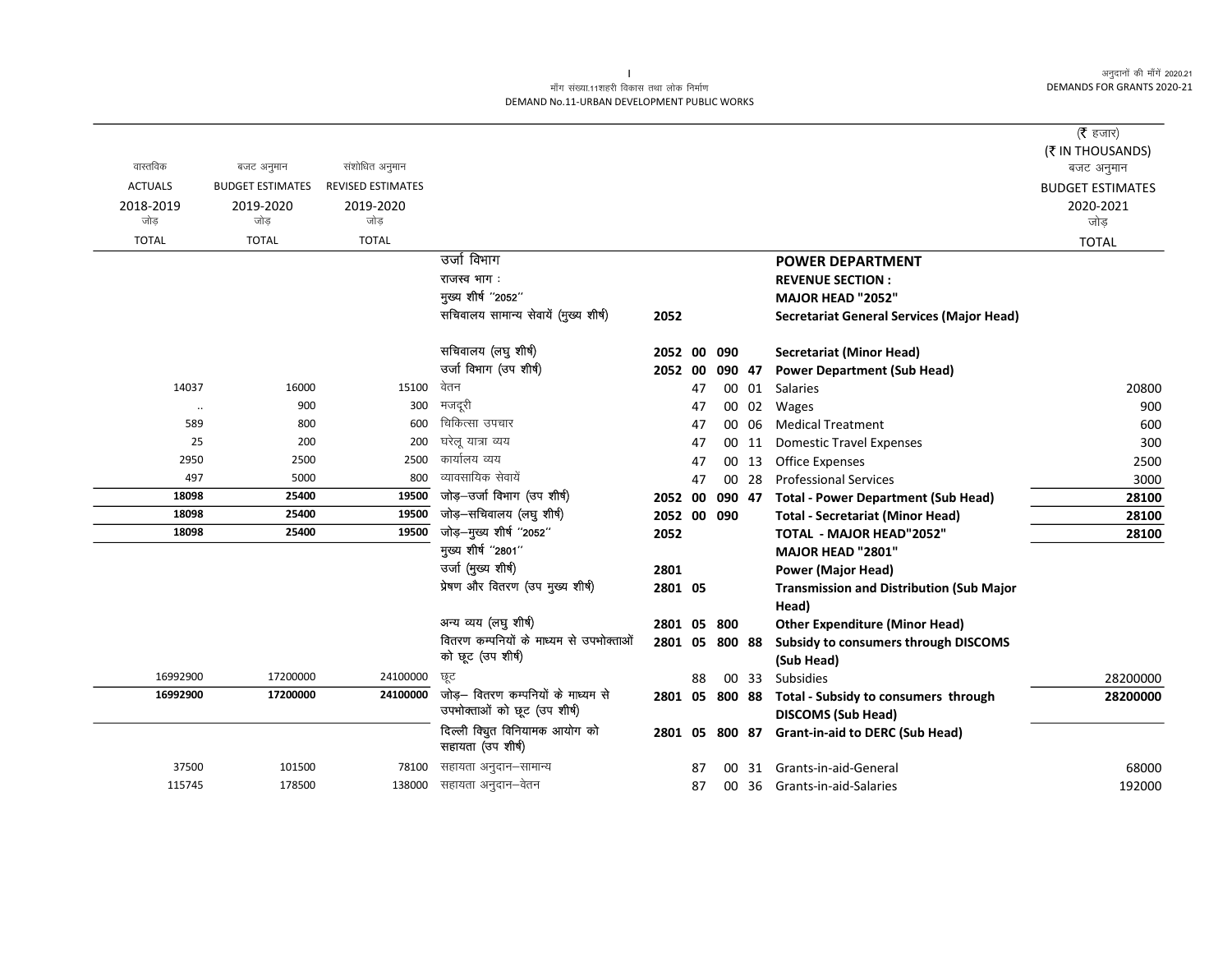मॉंग संख्या.11शहरी विकास तथा लोक निर्माण
DEMAND No.11-URBAN DEVELOPMENT PUBLIC WORKS

(₹ हजार)
(₹ IN THOUSANDS)

| वास्तविक ACTUALS 2018-2019 जोड़ TOTAL | बजट अनुमान BUDGET ESTIMATES 2019-2020 जोड़ TOTAL | संशोधित अनुमान REVISED ESTIMATES 2019-2020 जोड़ TOTAL | | | | बजट अनुमान BUDGET ESTIMATES 2020-2021 जोड़ TOTAL |
|---|---|---|---|---|---|---|
| | | | उर्जा विभाग | | **POWER DEPARTMENT** | |
| | | | राजस्व भाग : | | **REVENUE SECTION :** | |
| | | | मुख्य शीर्ष ''2052'' | | **MAJOR HEAD "2052"** | |
| | | | सचिवालय सामान्य सेवायें (मुख्य शीर्ष) | 2052 | **Secretariat General Services (Major Head)** | |
| | | | सचिवालय (लघु शीर्ष) | 2052 00 090 | **Secretariat (Minor Head)** | |
| | | | उर्जा विभाग (उप शीर्ष) | 2052 00 090 47 | **Power Department (Sub Head)** | |
| 14037 | 16000 | 15100 | वेतन | 47 00 01 | Salaries | 20800 |
| .. | 900 | 300 | मजदूरी | 47 00 02 | Wages | 900 |
| 589 | 800 | 600 | चिकित्सा उपचार | 47 00 06 | Medical Treatment | 600 |
| 25 | 200 | 200 | घरेलू यात्रा व्यय | 47 00 11 | Domestic Travel Expenses | 300 |
| 2950 | 2500 | 2500 | कार्यालय व्यय | 47 00 13 | Office Expenses | 2500 |
| 497 | 5000 | 800 | व्यावसायिक सेवायें | 47 00 28 | Professional Services | 3000 |
| **18098** | **25400** | **19500** | जोड़–उर्जा विभाग (उप शीर्ष) | 2052 00 090 47 | **Total - Power Department (Sub Head)** | **28100** |
| **18098** | **25400** | **19500** | जोड़–सचिवालय (लघु शीर्ष) | 2052 00 090 | **Total - Secretariat (Minor Head)** | **28100** |
| **18098** | **25400** | **19500** | जोड़–मुख्य शीर्ष ''2052'' | 2052 | **TOTAL - MAJOR HEAD"2052"** | **28100** |
| | | | मुख्य शीर्ष ''2801'' | | **MAJOR HEAD "2801"** | |
| | | | उर्जा (मुख्य शीर्ष) | 2801 | **Power (Major Head)** | |
| | | | प्रेषण और वितरण (उप मुख्य शीर्ष) | 2801 05 | **Transmission and Distribution (Sub Major Head)** | |
| | | | अन्य व्यय (लघु शीर्ष) | 2801 05 800 | **Other Expenditure (Minor Head)** | |
| | | | वितरण कम्पनियों के माध्यम से उपभोक्ताओं को छूट (उप शीर्ष) | 2801 05 800 88 | **Subsidy to consumers through DISCOMS (Sub Head)** | |
| 16992900 | 17200000 | 24100000 | छूट | 88 00 33 | Subsidies | 28200000 |
| **16992900** | **17200000** | **24100000** | जोड़– वितरण कम्पनियों के माध्यम से उपभोक्ताओं को छूट (उप शीर्ष) | 2801 05 800 88 | **Total - Subsidy to consumers through DISCOMS (Sub Head)** | **28200000** |
| | | | दिल्ली विद्युत विनियामक आयोग को सहायता (उप शीर्ष) | 2801 05 800 87 | **Grant-in-aid to DERC (Sub Head)** | |
| 37500 | 101500 | 78100 | सहायता अनुदान–सामान्य | 87 00 31 | Grants-in-aid-General | 68000 |
| 115745 | 178500 | 138000 | सहायता अनुदान–वेतन | 87 00 36 | Grants-in-aid-Salaries | 192000 |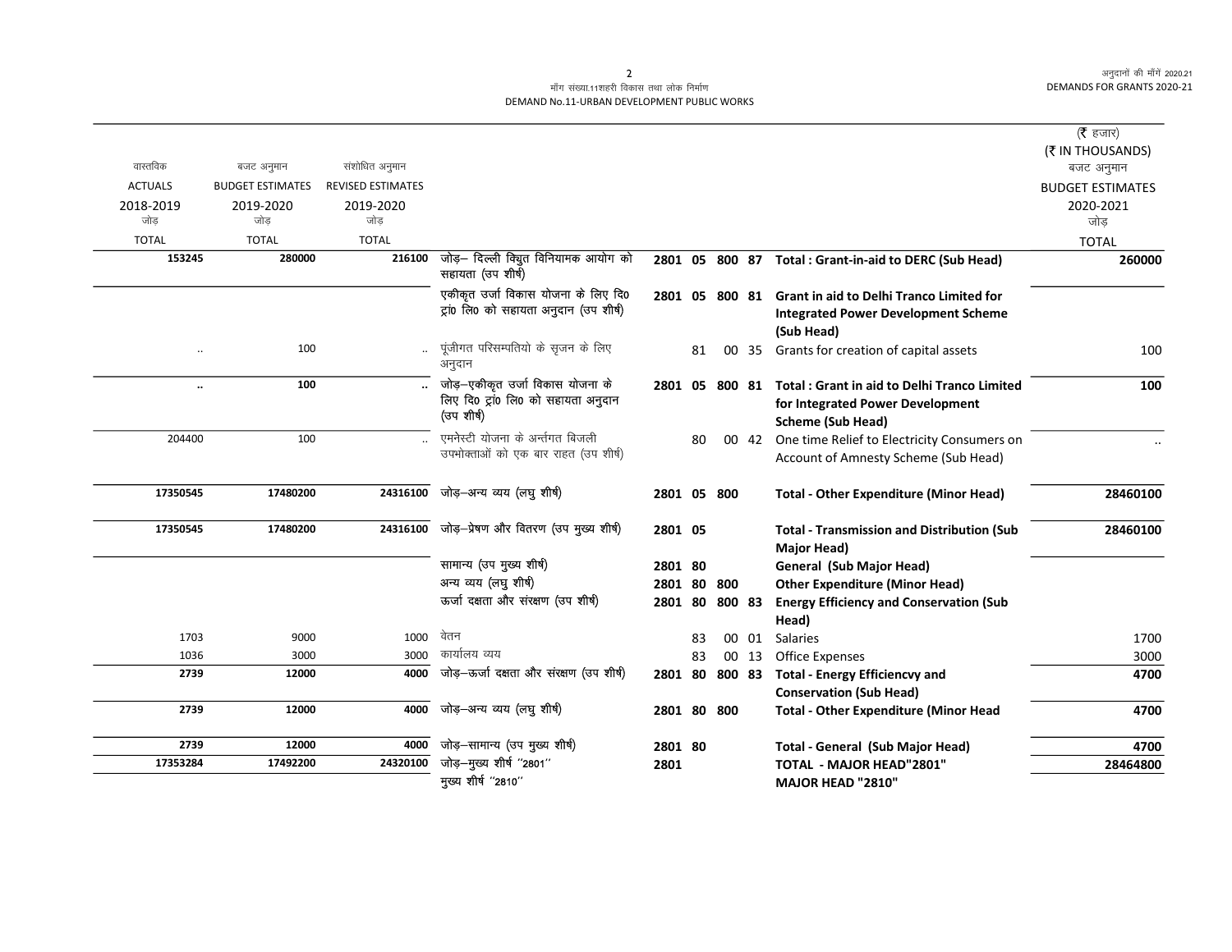मॉंग संख्या.11शहरी विकास तथा लोक निर्माण
DEMAND No.11-URBAN DEVELOPMENT PUBLIC WORKS

(₹ हजार)
(₹ IN THOUSANDS)

| वास्तविक ACTUALS 2018-2019 जोड़ TOTAL | बजट अनुमान BUDGET ESTIMATES 2019-2020 जोड़ TOTAL | संशोधित अनुमान REVISED ESTIMATES 2019-2020 जोड़ TOTAL | | | | | | | बजट अनुमान BUDGET ESTIMATES 2020-2021 जोड़ TOTAL |
|---|---|---|---|---|---|---|---|---|---|
| **153245** | **280000** | **216100** | जोड़– दिल्ली विद्युत विनियामक आयोग को सहायता (उप शीर्ष) | 2801 | 05 | 800 | 87 | **Total : Grant-in-aid to DERC (Sub Head)** | **260000** |
| | | | एकीकृत उर्जा विकास योजना के लिए दि0 ट्रां0 लि0 को सहायता अनुदान (उप शीर्ष) | 2801 | 05 | 800 | 81 | **Grant in aid to Delhi Tranco Limited for Integrated Power Development Scheme (Sub Head)** | |
| .. | 100 | .. | पूंजीगत परिसम्पतियो के सृजन के लिए अनुदान | | 81 | 00 | 35 | Grants for creation of capital assets | 100 |
| **..** | **100** | **..** | जोड़–एकीकृत उर्जा विकास योजना के लिए दि0 ट्रां0 लि0 को सहायता अनुदान (उप शीर्ष) | 2801 | 05 | 800 | 81 | **Total : Grant in aid to Delhi Tranco Limited for Integrated Power Development Scheme (Sub Head)** | **100** |
| 204400 | 100 | .. | एमनेस्टी योजना के अर्न्तगत बिजली उपभोक्ताओं को एक बार राहत (उप शीर्ष) | | 80 | 00 | 42 | One time Relief to Electricity Consumers on Account of Amnesty Scheme (Sub Head) | .. |
| **17350545** | **17480200** | **24316100** | जोड़–अन्य व्यय (लघु शीर्ष) | 2801 | 05 | 800 | | **Total - Other Expenditure (Minor Head)** | **28460100** |
| **17350545** | **17480200** | **24316100** | जोड़–प्रेषण और वितरण (उप मुख्य शीर्ष) | 2801 | 05 | | | **Total - Transmission and Distribution (Sub Major Head)** | **28460100** |
| | | | सामान्य (उप मुख्य शीर्ष) | 2801 | 80 | | | **General (Sub Major Head)** | |
| | | | अन्य व्यय (लघु शीर्ष) | 2801 | 80 | 800 | | **Other Expenditure (Minor Head)** | |
| | | | ऊर्जा दक्षता और संरक्षण (उप शीर्ष) | 2801 | 80 | 800 | 83 | **Energy Efficiency and Conservation (Sub Head)** | |
| 1703 | 9000 | 1000 | वेतन | | 83 | 00 | 01 | Salaries | 1700 |
| 1036 | 3000 | 3000 | कार्यालय व्यय | | 83 | 00 | 13 | Office Expenses | 3000 |
| **2739** | **12000** | **4000** | जोड़–ऊर्जा दक्षता और संरक्षण (उप शीर्ष) | 2801 | 80 | 800 | 83 | **Total - Energy Efficiencvy and Conservation (Sub Head)** | **4700** |
| **2739** | **12000** | **4000** | जोड़–अन्य व्यय (लघु शीर्ष) | 2801 | 80 | 800 | | **Total - Other Expenditure (Minor Head** | **4700** |
| **2739** | **12000** | **4000** | जोड़–सामान्य (उप मुख्य शीर्ष) | 2801 | 80 | | | **Total - General (Sub Major Head)** | **4700** |
| **17353284** | **17492200** | **24320100** | जोड़–मुख्य शीर्ष "2801" | 2801 | | | | **TOTAL - MAJOR HEAD"2801"** | **28464800** |
| | | | मुख्य शीर्ष "2810" | | | | | **MAJOR HEAD "2810"** | |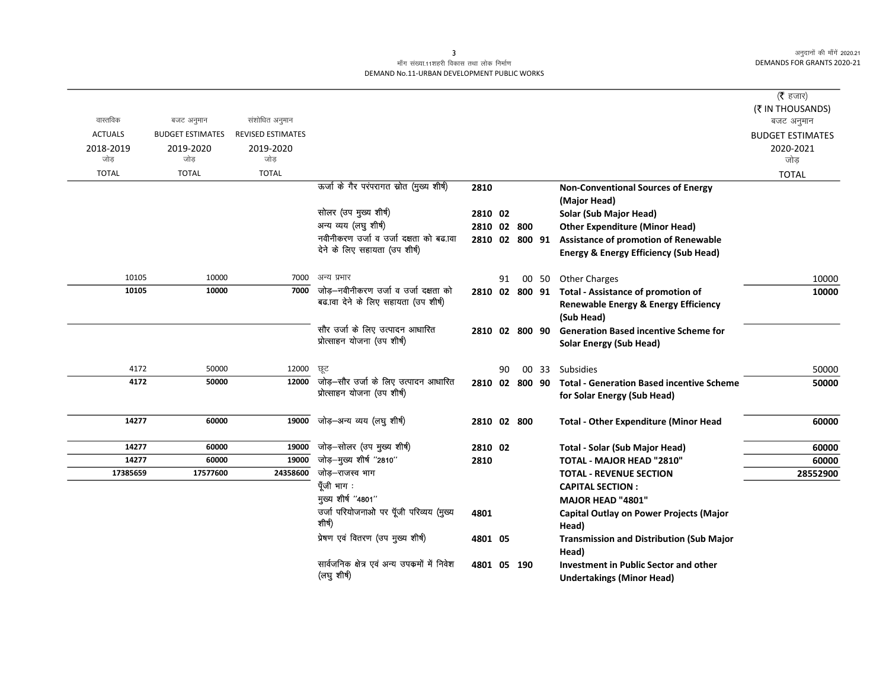मॉंग संख्या.11शहरी विकास तथा लोक निर्माण
DEMAND No.11-URBAN DEVELOPMENT PUBLIC WORKS

| वास्तविक ACTUALS 2018-2019 जोड़ TOTAL | बजट अनुमान BUDGET ESTIMATES 2019-2020 जोड़ TOTAL | संशोधित अनुमान REVISED ESTIMATES 2019-2020 जोड़ TOTAL | | | | | (₹ हजार) (₹ IN THOUSANDS) बजट अनुमान BUDGET ESTIMATES 2020-2021 जोड़ TOTAL |
|---|---|---|---|---|---|---|---|
| | | | ऊर्जा के गैर परंपरागत स्रोत (मुख्य शीर्ष) | 2810 | | **Non-Conventional Sources of Energy (Major Head)** | |
| | | | सोलर (उप मुख्य शीर्ष) | 2810 02 | | **Solar (Sub Major Head)** | |
| | | | अन्य व्यय (लघु शीर्ष) | 2810 02 800 | | **Other Expenditure (Minor Head)** | |
| | | | नवीनीकरण उर्जा व उर्जा दक्षता को बढ़ावा देने के लिए सहायता (उप शीर्ष) | 2810 02 800 91 | | **Assistance of promotion of Renewable Energy & Energy Efficiency (Sub Head)** | |
| 10105 | 10000 | 7000 | अन्य प्रभार | 91 | 00 50 | Other Charges | 10000 |
| **10105** | **10000** | **7000** | जोड़–नवीनीकरण उर्जा व उर्जा दक्षता को बढ़ावा देने के लिए सहायता (उप शीर्ष) | 2810 02 800 91 | | **Total - Assistance of promotion of Renewable Energy & Energy Efficiency (Sub Head)** | **10000** |
| | | | सौर उर्जा के लिए उत्पादन आधारित प्रोत्साहन योजना (उप शीर्ष) | 2810 02 800 90 | | **Generation Based incentive Scheme for Solar Energy (Sub Head)** | |
| 4172 | 50000 | 12000 | छूट | 90 | 00 33 | Subsidies | 50000 |
| **4172** | **50000** | **12000** | जोड़–सौर उर्जा के लिए उत्पादन आधारित प्रोत्साहन योजना (उप शीर्ष) | 2810 02 800 90 | | **Total - Generation Based incentive Scheme for Solar Energy (Sub Head)** | **50000** |
| **14277** | **60000** | **19000** | जोड़–अन्य व्यय (लघु शीर्ष) | 2810 02 800 | | **Total - Other Expenditure (Minor Head** | **60000** |
| **14277** | **60000** | **19000** | जोड़–सोलर (उप मुख्य शीर्ष) | 2810 02 | | **Total - Solar (Sub Major Head)** | **60000** |
| **14277** | **60000** | **19000** | जोड़–मुख्य शीर्ष "2810" | 2810 | | **TOTAL - MAJOR HEAD "2810"** | **60000** |
| **17385659** | **17577600** | **24358600** | जोड़–राजस्व भाग | | | **TOTAL - REVENUE SECTION** | **28552900** |
| | | | पूँजी भाग : | | | **CAPITAL SECTION :** | |
| | | | मुख्य शीर्ष "4801" | | | **MAJOR HEAD "4801"** | |
| | | | उर्जा परियोजनाओ पर पूँजी परिव्यय (मुख्य शीर्ष) | 4801 | | **Capital Outlay on Power Projects (Major Head)** | |
| | | | प्रेषण एवं वितरण (उप मुख्य शीर्ष) | 4801 05 | | **Transmission and Distribution (Sub Major Head)** | |
| | | | सार्वजनिक क्षेत्र एवं अन्य उपक्रमों में निवेश (लघु शीर्ष) | 4801 05 190 | | **Investment in Public Sector and other Undertakings (Minor Head)** | |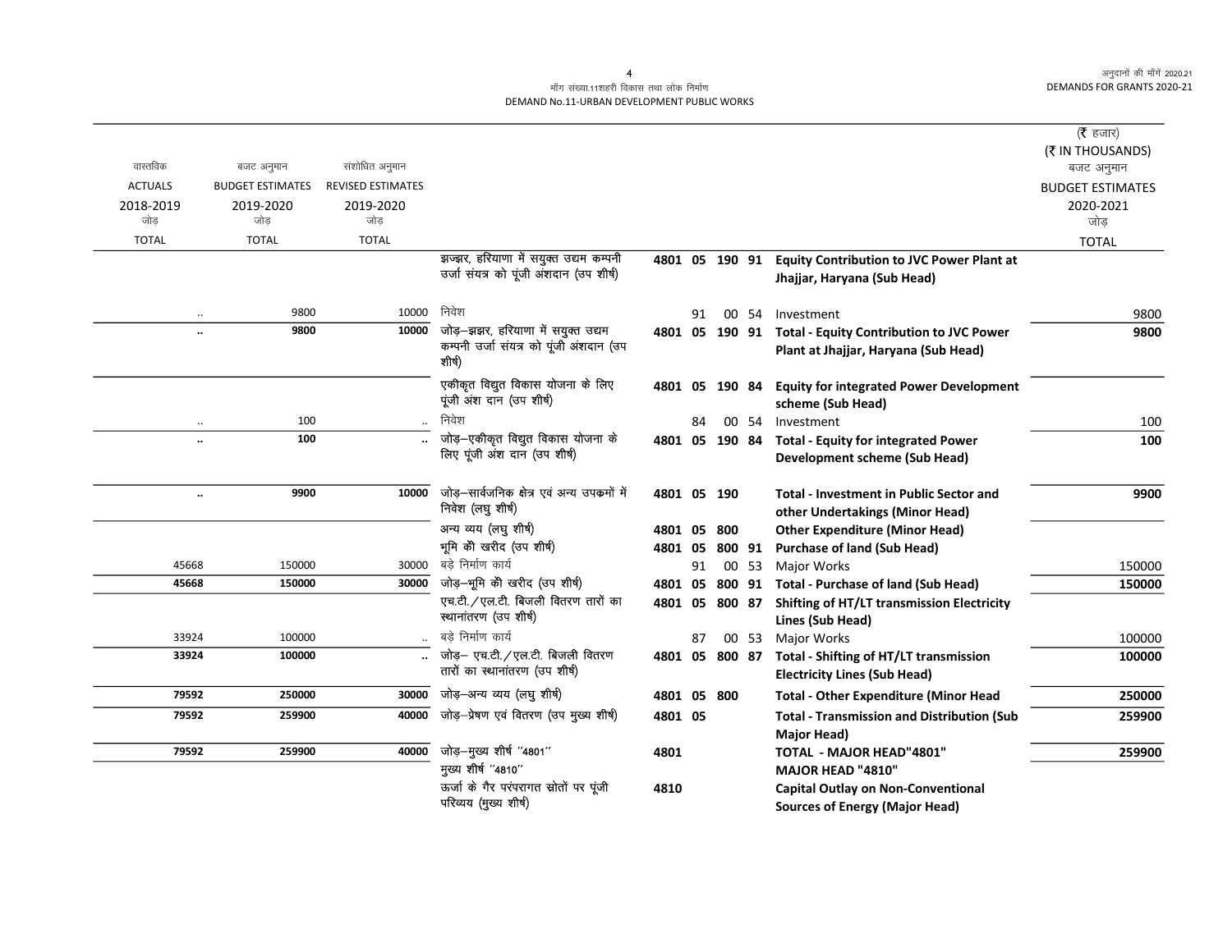माँग संख्या.11शहरी विकास तथा लोक निर्माण
DEMAND No.11-URBAN DEVELOPMENT PUBLIC WORKS

(₹ हजार)
(₹ IN THOUSANDS)

| वास्तविक ACTUALS 2018-2019 जोड़ TOTAL | बजट अनुमान BUDGET ESTIMATES 2019-2020 जोड़ TOTAL | संशोधित अनुमान REVISED ESTIMATES 2019-2020 जोड़ TOTAL | | | | | | | | बजट अनुमान BUDGET ESTIMATES 2020-2021 जोड़ TOTAL |
|---|---|---|---|---|---|---|---|---|---|---|
| | | | झज्झर, हरियाणा में सयुक्त उद्यम कम्पनी उर्जा संयत्र को पूंजी अंशदान (उप शीर्ष) | 4801 | 05 | 190 | 91 | | **Equity Contribution to JVC Power Plant at Jhajjar, Haryana (Sub Head)** | |
| .. | 9800 | 10000 | निवेश | | 91 | | 00 | 54 | Investment | 9800 |
| **..** | **9800** | **10000** | जोड़–झज्झर, हरियाणा में सयुक्त उद्यम कम्पनी उर्जा संयत्र को पूंजी अंशदान (उप शीर्ष) | 4801 | 05 | 190 | 91 | | **Total - Equity Contribution to JVC Power Plant at Jhajjar, Haryana (Sub Head)** | **9800** |
| | | | एकीकृत विद्युत विकास योजना के लिए पूंजी अंश दान (उप शीर्ष) | 4801 | 05 | 190 | 84 | | **Equity for integrated Power Development scheme (Sub Head)** | |
| .. | 100 | .. | निवेश | | 84 | | 00 | 54 | Investment | 100 |
| **..** | **100** | **..** | जोड़–एकीकृत विद्युत विकास योजना के लिए पूंजी अंश दान (उप शीर्ष) | 4801 | 05 | 190 | 84 | | **Total - Equity for integrated Power Development scheme (Sub Head)** | **100** |
| **..** | **9900** | **10000** | जोड़–सार्वजनिक क्षेत्र एवं अन्य उपक्रमों में निवेश (लघु शीर्ष) | 4801 | 05 | 190 | | | **Total - Investment in Public Sector and other Undertakings (Minor Head)** | **9900** |
| | | | अन्य व्यय (लघु शीर्ष) | 4801 | 05 | 800 | | | **Other Expenditure (Minor Head)** | |
| | | | भूमि की खरीद (उप शीर्ष) | 4801 | 05 | 800 | 91 | | **Purchase of land (Sub Head)** | |
| 45668 | 150000 | 30000 | बड़े निर्माण कार्य | | 91 | | 00 | 53 | Major Works | 150000 |
| **45668** | **150000** | **30000** | जोड़–भूमि की खरीद (उप शीर्ष) | 4801 | 05 | 800 | 91 | | **Total - Purchase of land (Sub Head)** | **150000** |
| | | | एच.टी./एल.टी. बिजली वितरण तारों का स्थानांतरण (उप शीर्ष) | 4801 | 05 | 800 | 87 | | **Shifting of HT/LT transmission Electricity Lines (Sub Head)** | |
| 33924 | 100000 | .. | बड़े निर्माण कार्य | | 87 | | 00 | 53 | Major Works | 100000 |
| **33924** | **100000** | **..** | जोड़– एच.टी./एल.टी. बिजली वितरण तारों का स्थानांतरण (उप शीर्ष) | 4801 | 05 | 800 | 87 | | **Total - Shifting of HT/LT transmission Electricity Lines (Sub Head)** | **100000** |
| **79592** | **250000** | **30000** | जोड़–अन्य व्यय (लघु शीर्ष) | 4801 | 05 | 800 | | | **Total - Other Expenditure (Minor Head** | **250000** |
| **79592** | **259900** | **40000** | जोड़–प्रेषण एवं वितरण (उप मुख्य शीर्ष) | 4801 | 05 | | | | **Total - Transmission and Distribution (Sub Major Head)** | **259900** |
| **79592** | **259900** | **40000** | जोड़–मुख्य शीर्ष "4801" | 4801 | | | | | **TOTAL - MAJOR HEAD"4801"** | **259900** |
| | | | मुख्य शीर्ष "4810" | | | | | | **MAJOR HEAD "4810"** | |
| | | | ऊर्जा के गैर परंपरागत स्रोतों पर पूंजी परिव्यय (मुख्य शीर्ष) | 4810 | | | | | **Capital Outlay on Non-Conventional Sources of Energy (Major Head)** | |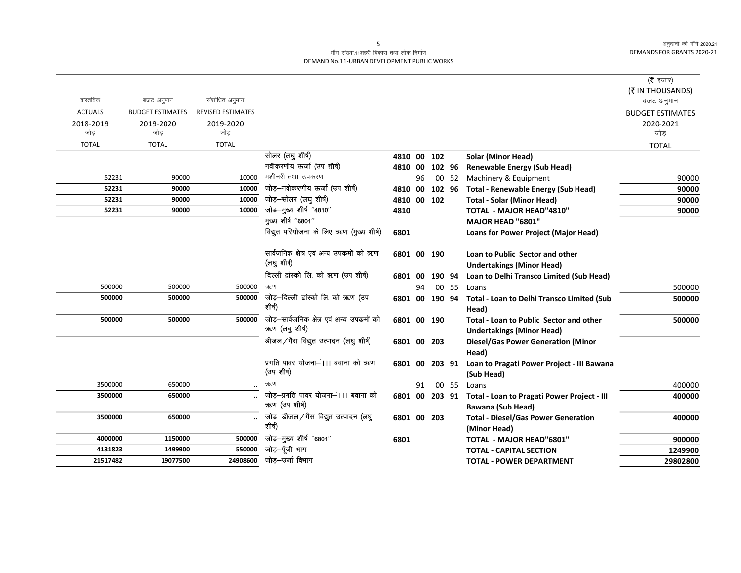मॉंग संख्या.11शहरी विकास तथा लोक निर्माण
DEMAND No.11-URBAN DEVELOPMENT PUBLIC WORKS

अनुदानों की मॉंगें 2020.21
DEMANDS FOR GRANTS 2020-21

(₹ हजार)
(₹ IN THOUSANDS)

| वास्तविक ACTUALS 2018-2019 जोड़ TOTAL | बजट अनुमान BUDGET ESTIMATES 2019-2020 जोड़ TOTAL | संशोधित अनुमान REVISED ESTIMATES 2019-2020 जोड़ TOTAL | | | | | | | | बजट अनुमान BUDGET ESTIMATES 2020-2021 जोड़ TOTAL |
|---|---|---|---|---|---|---|---|---|---|---|
| | | | सोलर (लघु शीर्ष) | 4810 | 00 | 102 | | | **Solar (Minor Head)** | |
| | | | नवीकरणीय ऊर्जा (उप शीर्ष) | 4810 | 00 | 102 | 96 | | **Renewable Energy (Sub Head)** | |
| 52231 | 90000 | 10000 | मशीनरी तथा उपकरण | | 96 | | 00 | 52 | Machinery & Equipment | 90000 |
| **52231** | **90000** | **10000** | जोड़–नवीकरणीय ऊर्जा (उप शीर्ष) | 4810 | 00 | 102 | 96 | | **Total - Renewable Energy (Sub Head)** | **90000** |
| **52231** | **90000** | **10000** | जोड़–सोलर (लघु शीर्ष) | 4810 | 00 | 102 | | | **Total - Solar (Minor Head)** | **90000** |
| **52231** | **90000** | **10000** | जोड़–मुख्य शीर्ष "4810" | 4810 | | | | | **TOTAL - MAJOR HEAD"4810"** | **90000** |
| | | | मुख्य शीर्ष "6801" | | | | | | **MAJOR HEAD "6801"** | |
| | | | विद्युत परियोजना के लिए ऋण (मुख्य शीर्ष) | 6801 | | | | | **Loans for Power Project (Major Head)** | |
| | | | सार्वजनिक क्षेत्र एवं अन्य उपक्रमों को ऋण (लघु शीर्ष) | 6801 | 00 | 190 | | | **Loan to Public Sector and other Undertakings (Minor Head)** | |
| | | | दिल्ली ट्रांस्को लि. को ऋण (उप शीर्ष) | 6801 | 00 | 190 | 94 | | **Loan to Delhi Transco Limited (Sub Head)** | |
| 500000 | 500000 | 500000 | ऋण | | 94 | | 00 | 55 | Loans | 500000 |
| **500000** | **500000** | **500000** | जोड़–दिल्ली ट्रांस्को लि. को ऋण (उप शीर्ष) | 6801 | 00 | 190 | 94 | | **Total - Loan to Delhi Transco Limited (Sub Head)** | **500000** |
| **500000** | **500000** | **500000** | जोड़–सार्वजनिक क्षेत्र एवं अन्य उपकमों को ऋण (लघु शीर्ष) | 6801 | 00 | 190 | | | **Total - Loan to Public Sector and other Undertakings (Minor Head)** | **500000** |
| | | | डीजल/गैस विद्युत उत्पादन (लघु शीर्ष) | 6801 | 00 | 203 | | | **Diesel/Gas Power Generation (Minor Head)** | |
| | | | प्रगति पावर योजना–।।। बवाना को ऋण (उप शीर्ष) | 6801 | 00 | 203 | 91 | | **Loan to Pragati Power Project - III Bawana (Sub Head)** | |
| 3500000 | 650000 | .. | ऋण | | 91 | | 00 | 55 | Loans | 400000 |
| **3500000** | **650000** | **..** | जोड़–प्रगति पावर योजना–।।। बवाना को ऋण (उप शीर्ष) | 6801 | 00 | 203 | 91 | | **Total - Loan to Pragati Power Project - III Bawana (Sub Head)** | **400000** |
| **3500000** | **650000** | **..** | जोड़–डीजल/गैस विद्युत उत्पादन (लघु शीर्ष) | 6801 | 00 | 203 | | | **Total - Diesel/Gas Power Generation (Minor Head)** | **400000** |
| **4000000** | **1150000** | **500000** | जोड़–मुख्य शीर्ष "6801" | 6801 | | | | | **TOTAL - MAJOR HEAD"6801"** | **900000** |
| **4131823** | **1499900** | **550000** | जोड़–पूँजी भाग | | | | | | **TOTAL - CAPITAL SECTION** | **1249900** |
| **21517482** | **19077500** | **24908600** | जोड़–उर्जा विभाग | | | | | | **TOTAL - POWER DEPARTMENT** | **29802800** |